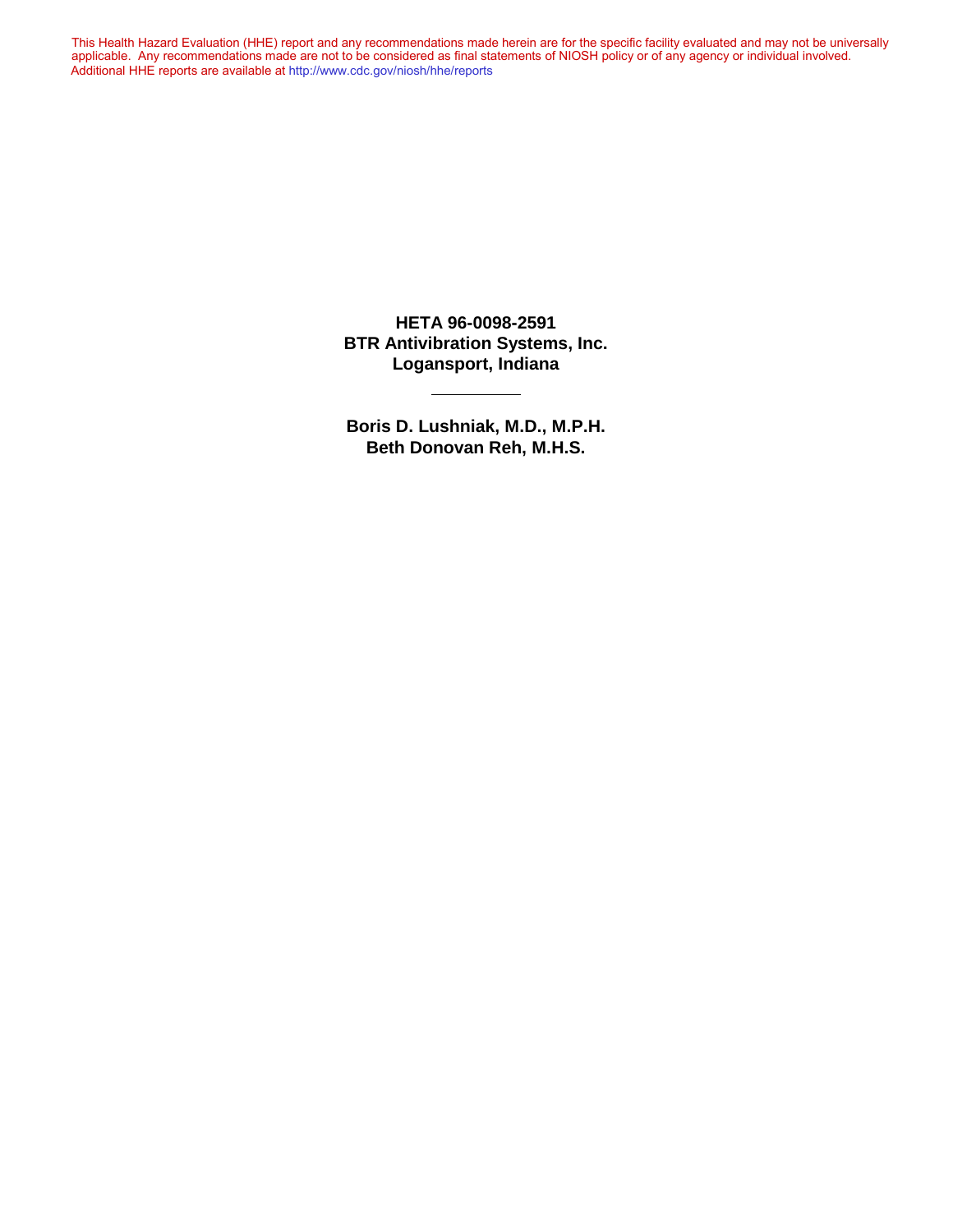This Health Hazard Evaluation (HHE) report and any recommendations made herein are for the specific facility evaluated and may not be universally applicable. Any recommendations made are not to be considered as final statements of NIOSH policy or of any agency or individual involved. Additional HHE reports are available at http://www.cdc.gov/niosh/hhe/reports

**HETA 96-0098-2591**
**BTR Antivibration Systems, Inc.**
**Logansport, Indiana**

---

**Boris D. Lushniak, M.D., M.P.H.**
**Beth Donovan Reh, M.H.S.**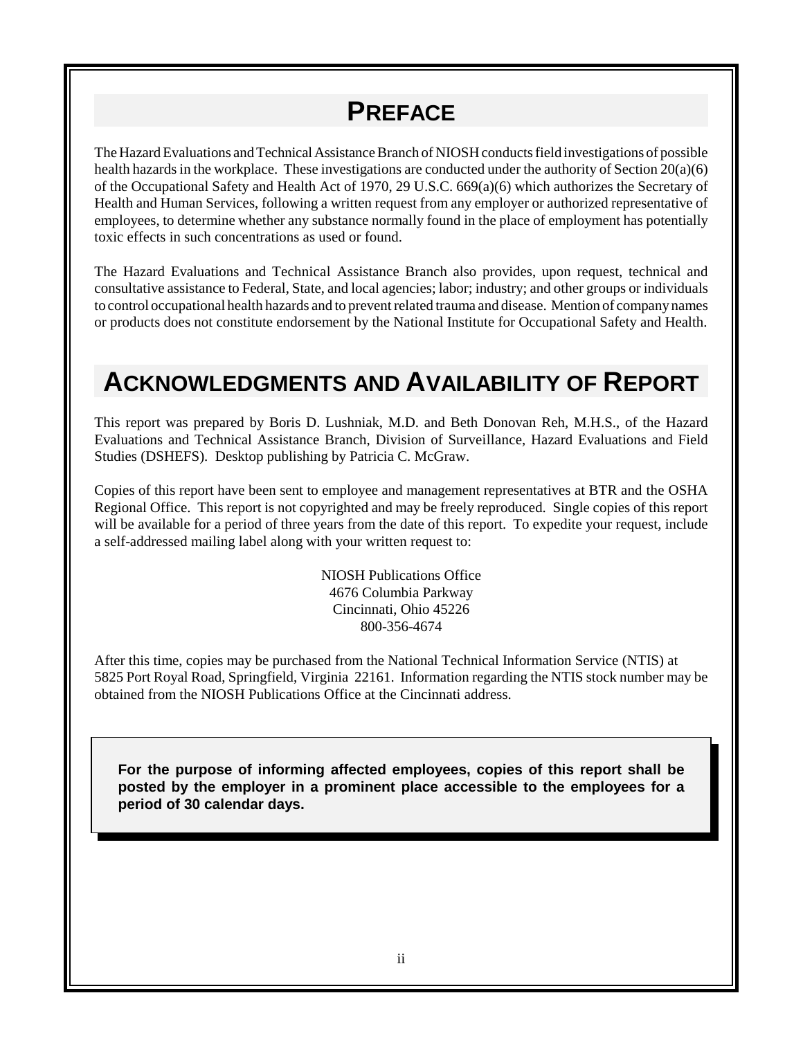# PREFACE

The Hazard Evaluations and Technical Assistance Branch of NIOSH conducts field investigations of possible health hazards in the workplace. These investigations are conducted under the authority of Section 20(a)(6) of the Occupational Safety and Health Act of 1970, 29 U.S.C. 669(a)(6) which authorizes the Secretary of Health and Human Services, following a written request from any employer or authorized representative of employees, to determine whether any substance normally found in the place of employment has potentially toxic effects in such concentrations as used or found.

The Hazard Evaluations and Technical Assistance Branch also provides, upon request, technical and consultative assistance to Federal, State, and local agencies; labor; industry; and other groups or individuals to control occupational health hazards and to prevent related trauma and disease. Mention of company names or products does not constitute endorsement by the National Institute for Occupational Safety and Health.

# ACKNOWLEDGMENTS AND AVAILABILITY OF REPORT

This report was prepared by Boris D. Lushniak, M.D. and Beth Donovan Reh, M.H.S., of the Hazard Evaluations and Technical Assistance Branch, Division of Surveillance, Hazard Evaluations and Field Studies (DSHEFS). Desktop publishing by Patricia C. McGraw.

Copies of this report have been sent to employee and management representatives at BTR and the OSHA Regional Office. This report is not copyrighted and may be freely reproduced. Single copies of this report will be available for a period of three years from the date of this report. To expedite your request, include a self-addressed mailing label along with your written request to:

NIOSH Publications Office
4676 Columbia Parkway
Cincinnati, Ohio 45226
800-356-4674

After this time, copies may be purchased from the National Technical Information Service (NTIS) at 5825 Port Royal Road, Springfield, Virginia 22161. Information regarding the NTIS stock number may be obtained from the NIOSH Publications Office at the Cincinnati address.

**For the purpose of informing affected employees, copies of this report shall be posted by the employer in a prominent place accessible to the employees for a period of 30 calendar days.**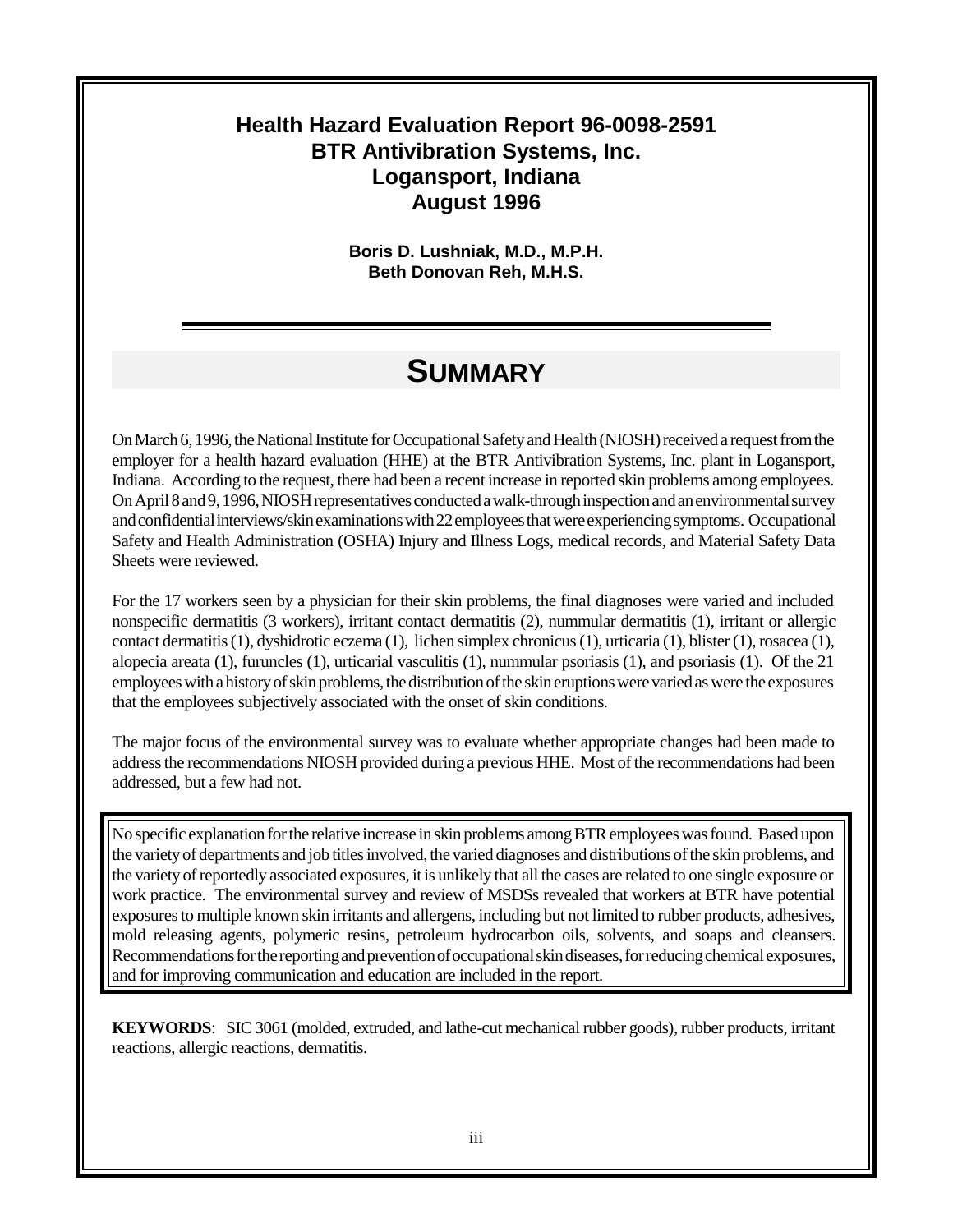**Health Hazard Evaluation Report 96-0098-2591**
**BTR Antivibration Systems, Inc.**
**Logansport, Indiana**
**August 1996**

**Boris D. Lushniak, M.D., M.P.H.**
**Beth Donovan Reh, M.H.S.**

# SUMMARY

On March 6, 1996, the National Institute for Occupational Safety and Health (NIOSH) received a request from the employer for a health hazard evaluation (HHE) at the BTR Antivibration Systems, Inc. plant in Logansport, Indiana. According to the request, there had been a recent increase in reported skin problems among employees. On April 8 and 9, 1996, NIOSH representatives conducted a walk-through inspection and an environmental survey and confidential interviews/skin examinations with 22 employees that were experiencing symptoms. Occupational Safety and Health Administration (OSHA) Injury and Illness Logs, medical records, and Material Safety Data Sheets were reviewed.

For the 17 workers seen by a physician for their skin problems, the final diagnoses were varied and included nonspecific dermatitis (3 workers), irritant contact dermatitis (2), nummular dermatitis (1), irritant or allergic contact dermatitis (1), dyshidrotic eczema (1), lichen simplex chronicus (1), urticaria (1), blister (1), rosacea (1), alopecia areata (1), furuncles (1), urticarial vasculitis (1), nummular psoriasis (1), and psoriasis (1). Of the 21 employees with a history of skin problems, the distribution of the skin eruptions were varied as were the exposures that the employees subjectively associated with the onset of skin conditions.

The major focus of the environmental survey was to evaluate whether appropriate changes had been made to address the recommendations NIOSH provided during a previous HHE. Most of the recommendations had been addressed, but a few had not.

No specific explanation for the relative increase in skin problems among BTR employees was found. Based upon the variety of departments and job titles involved, the varied diagnoses and distributions of the skin problems, and the variety of reportedly associated exposures, it is unlikely that all the cases are related to one single exposure or work practice. The environmental survey and review of MSDSs revealed that workers at BTR have potential exposures to multiple known skin irritants and allergens, including but not limited to rubber products, adhesives, mold releasing agents, polymeric resins, petroleum hydrocarbon oils, solvents, and soaps and cleansers. Recommendations for the reporting and prevention of occupational skin diseases, for reducing chemical exposures, and for improving communication and education are included in the report.

**KEYWORDS**: SIC 3061 (molded, extruded, and lathe-cut mechanical rubber goods), rubber products, irritant reactions, allergic reactions, dermatitis.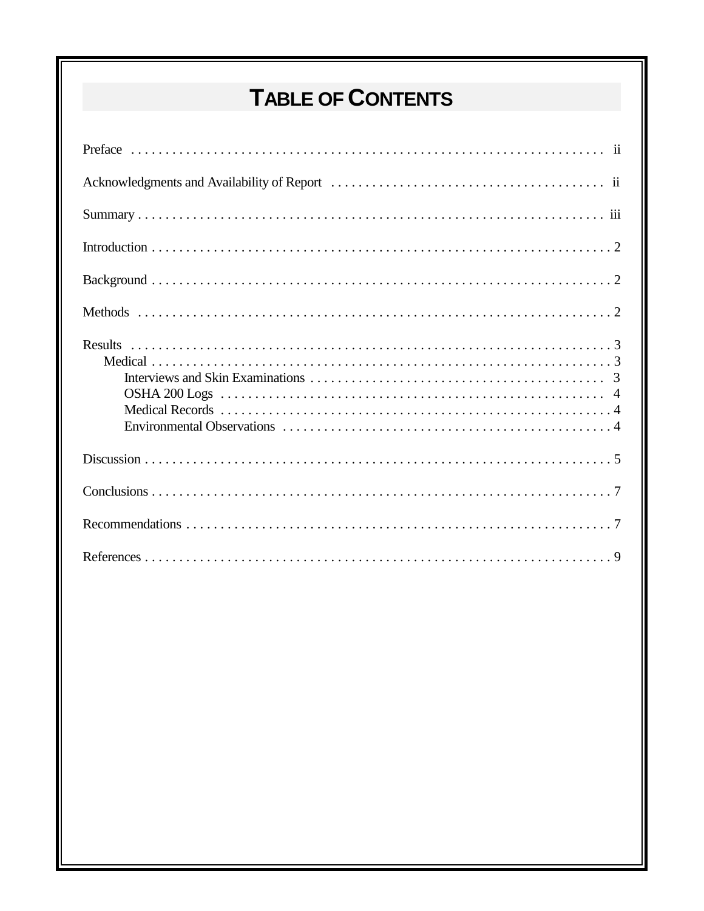# TABLE OF CONTENTS

Preface . . . . . . . . . . . . . . . . . . . . . . . . . . . . . . . . . . . . . . . . . . . . . . . . . . . . . . . . . . . . . . . . . . . ii

Acknowledgments and Availability of Report . . . . . . . . . . . . . . . . . . . . . . . . . . . . . . . . . . . . . . . . ii

Summary . . . . . . . . . . . . . . . . . . . . . . . . . . . . . . . . . . . . . . . . . . . . . . . . . . . . . . . . . . . . . . . . . . . iii

Introduction . . . . . . . . . . . . . . . . . . . . . . . . . . . . . . . . . . . . . . . . . . . . . . . . . . . . . . . . . . . . . . . . . 2

Background . . . . . . . . . . . . . . . . . . . . . . . . . . . . . . . . . . . . . . . . . . . . . . . . . . . . . . . . . . . . . . . . . 2

Methods . . . . . . . . . . . . . . . . . . . . . . . . . . . . . . . . . . . . . . . . . . . . . . . . . . . . . . . . . . . . . . . . . . . 2

Results . . . . . . . . . . . . . . . . . . . . . . . . . . . . . . . . . . . . . . . . . . . . . . . . . . . . . . . . . . . . . . . . . . . . 3
- Medical . . . . . . . . . . . . . . . . . . . . . . . . . . . . . . . . . . . . . . . . . . . . . . . . . . . . . . . . . . . . . . . . . 3
  - Interviews and Skin Examinations . . . . . . . . . . . . . . . . . . . . . . . . . . . . . . . . . . . . . . . . . . . 3
  - OSHA 200 Logs . . . . . . . . . . . . . . . . . . . . . . . . . . . . . . . . . . . . . . . . . . . . . . . . . . . . . . . . . 4
  - Medical Records . . . . . . . . . . . . . . . . . . . . . . . . . . . . . . . . . . . . . . . . . . . . . . . . . . . . . . . . . 4
  - Environmental Observations . . . . . . . . . . . . . . . . . . . . . . . . . . . . . . . . . . . . . . . . . . . . . . . . 4

Discussion . . . . . . . . . . . . . . . . . . . . . . . . . . . . . . . . . . . . . . . . . . . . . . . . . . . . . . . . . . . . . . . . . . 5

Conclusions . . . . . . . . . . . . . . . . . . . . . . . . . . . . . . . . . . . . . . . . . . . . . . . . . . . . . . . . . . . . . . . . . 7

Recommendations . . . . . . . . . . . . . . . . . . . . . . . . . . . . . . . . . . . . . . . . . . . . . . . . . . . . . . . . . . . . 7

References . . . . . . . . . . . . . . . . . . . . . . . . . . . . . . . . . . . . . . . . . . . . . . . . . . . . . . . . . . . . . . . . . . 9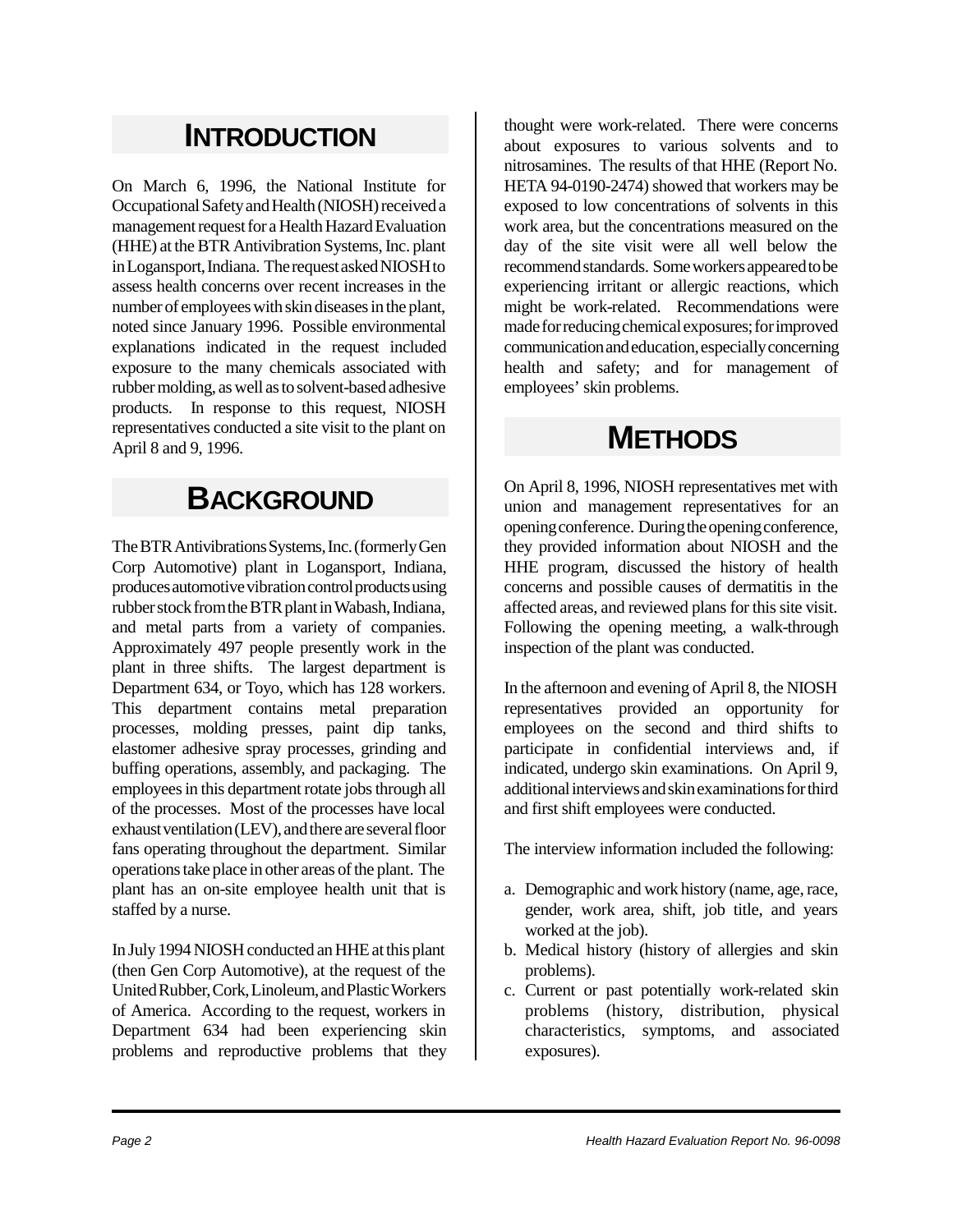# INTRODUCTION

On March 6, 1996, the National Institute for Occupational Safety and Health (NIOSH) received a management request for a Health Hazard Evaluation (HHE) at the BTR Antivibration Systems, Inc. plant in Logansport, Indiana. The request asked NIOSH to assess health concerns over recent increases in the number of employees with skin diseases in the plant, noted since January 1996. Possible environmental explanations indicated in the request included exposure to the many chemicals associated with rubber molding, as well as to solvent-based adhesive products. In response to this request, NIOSH representatives conducted a site visit to the plant on April 8 and 9, 1996.

# BACKGROUND

The BTR Antivibrations Systems, Inc. (formerly Gen Corp Automotive) plant in Logansport, Indiana, produces automotive vibration control products using rubber stock from the BTR plant in Wabash, Indiana, and metal parts from a variety of companies. Approximately 497 people presently work in the plant in three shifts. The largest department is Department 634, or Toyo, which has 128 workers. This department contains metal preparation processes, molding presses, paint dip tanks, elastomer adhesive spray processes, grinding and buffing operations, assembly, and packaging. The employees in this department rotate jobs through all of the processes. Most of the processes have local exhaust ventilation (LEV), and there are several floor fans operating throughout the department. Similar operations take place in other areas of the plant. The plant has an on-site employee health unit that is staffed by a nurse.

In July 1994 NIOSH conducted an HHE at this plant (then Gen Corp Automotive), at the request of the United Rubber, Cork, Linoleum, and Plastic Workers of America. According to the request, workers in Department 634 had been experiencing skin problems and reproductive problems that they thought were work-related. There were concerns about exposures to various solvents and to nitrosamines. The results of that HHE (Report No. HETA 94-0190-2474) showed that workers may be exposed to low concentrations of solvents in this work area, but the concentrations measured on the day of the site visit were all well below the recommend standards. Some workers appeared to be experiencing irritant or allergic reactions, which might be work-related. Recommendations were made for reducing chemical exposures; for improved communication and education, especially concerning health and safety; and for management of employees' skin problems.

# METHODS

On April 8, 1996, NIOSH representatives met with union and management representatives for an opening conference. During the opening conference, they provided information about NIOSH and the HHE program, discussed the history of health concerns and possible causes of dermatitis in the affected areas, and reviewed plans for this site visit. Following the opening meeting, a walk-through inspection of the plant was conducted.

In the afternoon and evening of April 8, the NIOSH representatives provided an opportunity for employees on the second and third shifts to participate in confidential interviews and, if indicated, undergo skin examinations. On April 9, additional interviews and skin examinations for third and first shift employees were conducted.

The interview information included the following:

a. Demographic and work history (name, age, race, gender, work area, shift, job title, and years worked at the job).
b. Medical history (history of allergies and skin problems).
c. Current or past potentially work-related skin problems (history, distribution, physical characteristics, symptoms, and associated exposures).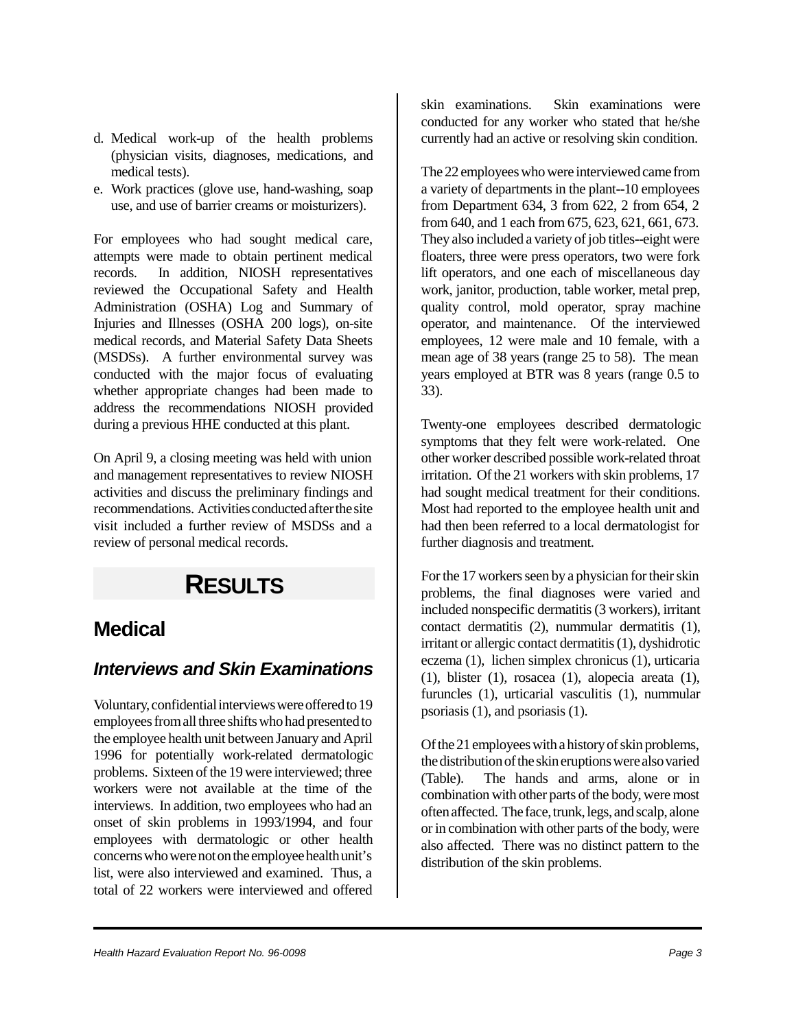d. Medical work-up of the health problems (physician visits, diagnoses, medications, and medical tests).
e. Work practices (glove use, hand-washing, soap use, and use of barrier creams or moisturizers).

For employees who had sought medical care, attempts were made to obtain pertinent medical records. In addition, NIOSH representatives reviewed the Occupational Safety and Health Administration (OSHA) Log and Summary of Injuries and Illnesses (OSHA 200 logs), on-site medical records, and Material Safety Data Sheets (MSDSs). A further environmental survey was conducted with the major focus of evaluating whether appropriate changes had been made to address the recommendations NIOSH provided during a previous HHE conducted at this plant.

On April 9, a closing meeting was held with union and management representatives to review NIOSH activities and discuss the preliminary findings and recommendations. Activities conducted after the site visit included a further review of MSDSs and a review of personal medical records.

# RESULTS

## Medical

### *Interviews and Skin Examinations*

Voluntary, confidential interviews were offered to 19 employees from all three shifts who had presented to the employee health unit between January and April 1996 for potentially work-related dermatologic problems. Sixteen of the 19 were interviewed; three workers were not available at the time of the interviews. In addition, two employees who had an onset of skin problems in 1993/1994, and four employees with dermatologic or other health concerns who were not on the employee health unit's list, were also interviewed and examined. Thus, a total of 22 workers were interviewed and offered skin examinations. Skin examinations were conducted for any worker who stated that he/she currently had an active or resolving skin condition.

The 22 employees who were interviewed came from a variety of departments in the plant--10 employees from Department 634, 3 from 622, 2 from 654, 2 from 640, and 1 each from 675, 623, 621, 661, 673. They also included a variety of job titles--eight were floaters, three were press operators, two were fork lift operators, and one each of miscellaneous day work, janitor, production, table worker, metal prep, quality control, mold operator, spray machine operator, and maintenance. Of the interviewed employees, 12 were male and 10 female, with a mean age of 38 years (range 25 to 58). The mean years employed at BTR was 8 years (range 0.5 to 33).

Twenty-one employees described dermatologic symptoms that they felt were work-related. One other worker described possible work-related throat irritation. Of the 21 workers with skin problems, 17 had sought medical treatment for their conditions. Most had reported to the employee health unit and had then been referred to a local dermatologist for further diagnosis and treatment.

For the 17 workers seen by a physician for their skin problems, the final diagnoses were varied and included nonspecific dermatitis (3 workers), irritant contact dermatitis (2), nummular dermatitis (1), irritant or allergic contact dermatitis (1), dyshidrotic eczema (1), lichen simplex chronicus (1), urticaria (1), blister (1), rosacea (1), alopecia areata (1), furuncles (1), urticarial vasculitis (1), nummular psoriasis (1), and psoriasis (1).

Of the 21 employees with a history of skin problems, the distribution of the skin eruptions were also varied (Table). The hands and arms, alone or in combination with other parts of the body, were most often affected. The face, trunk, legs, and scalp, alone or in combination with other parts of the body, were also affected. There was no distinct pattern to the distribution of the skin problems.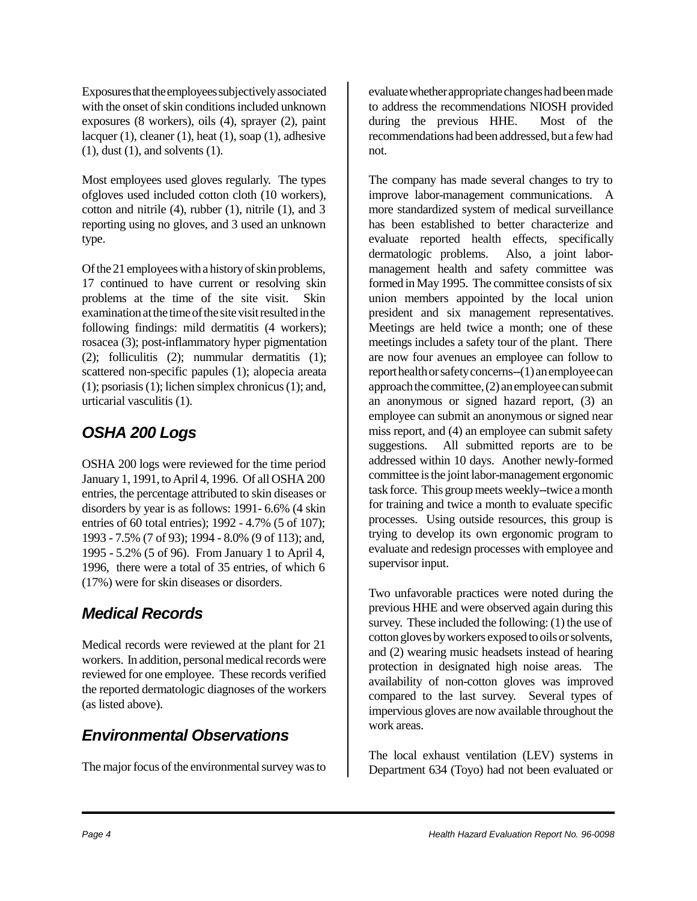Exposures that the employees subjectively associated with the onset of skin conditions included unknown exposures (8 workers), oils (4), sprayer (2), paint lacquer (1), cleaner (1), heat (1), soap (1), adhesive (1), dust (1), and solvents (1).

Most employees used gloves regularly. The types ofgloves used included cotton cloth (10 workers), cotton and nitrile (4), rubber (1), nitrile (1), and 3 reporting using no gloves, and 3 used an unknown type.

Of the 21 employees with a history of skin problems, 17 continued to have current or resolving skin problems at the time of the site visit. Skin examination at the time of the site visit resulted in the following findings: mild dermatitis (4 workers); rosacea (3); post-inflammatory hyper pigmentation (2); folliculitis (2); nummular dermatitis (1); scattered non-specific papules (1); alopecia areata (1); psoriasis (1); lichen simplex chronicus (1); and, urticarial vasculitis (1).

## *OSHA 200 Logs*

OSHA 200 logs were reviewed for the time period January 1, 1991, to April 4, 1996. Of all OSHA 200 entries, the percentage attributed to skin diseases or disorders by year is as follows: 1991- 6.6% (4 skin entries of 60 total entries); 1992 - 4.7% (5 of 107); 1993 - 7.5% (7 of 93); 1994 - 8.0% (9 of 113); and, 1995 - 5.2% (5 of 96). From January 1 to April 4, 1996, there were a total of 35 entries, of which 6 (17%) were for skin diseases or disorders.

## *Medical Records*

Medical records were reviewed at the plant for 21 workers. In addition, personal medical records were reviewed for one employee. These records verified the reported dermatologic diagnoses of the workers (as listed above).

## *Environmental Observations*

The major focus of the environmental survey was to evaluate whether appropriate changes had been made to address the recommendations NIOSH provided during the previous HHE. Most of the recommendations had been addressed, but a few had not.

The company has made several changes to try to improve labor-management communications. A more standardized system of medical surveillance has been established to better characterize and evaluate reported health effects, specifically dermatologic problems. Also, a joint labor-management health and safety committee was formed in May 1995. The committee consists of six union members appointed by the local union president and six management representatives. Meetings are held twice a month; one of these meetings includes a safety tour of the plant. There are now four avenues an employee can follow to report health or safety concerns--(1) an employee can approach the committee, (2) an employee can submit an anonymous or signed hazard report, (3) an employee can submit an anonymous or signed near miss report, and (4) an employee can submit safety suggestions. All submitted reports are to be addressed within 10 days. Another newly-formed committee is the joint labor-management ergonomic task force. This group meets weekly--twice a month for training and twice a month to evaluate specific processes. Using outside resources, this group is trying to develop its own ergonomic program to evaluate and redesign processes with employee and supervisor input.

Two unfavorable practices were noted during the previous HHE and were observed again during this survey. These included the following: (1) the use of cotton gloves by workers exposed to oils or solvents, and (2) wearing music headsets instead of hearing protection in designated high noise areas. The availability of non-cotton gloves was improved compared to the last survey. Several types of impervious gloves are now available throughout the work areas.

The local exhaust ventilation (LEV) systems in Department 634 (Toyo) had not been evaluated or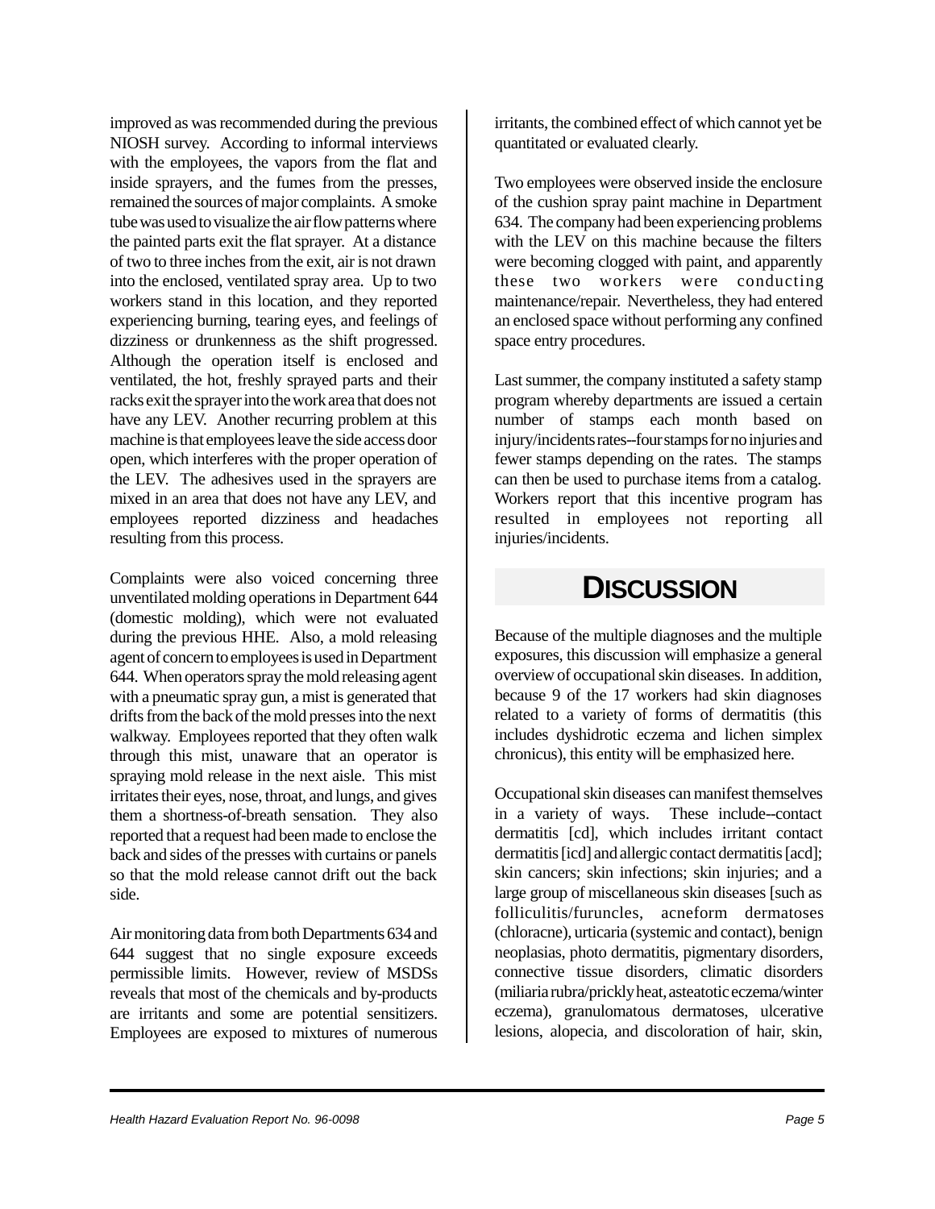improved as was recommended during the previous NIOSH survey. According to informal interviews with the employees, the vapors from the flat and inside sprayers, and the fumes from the presses, remained the sources of major complaints. A smoke tube was used to visualize the air flow patterns where the painted parts exit the flat sprayer. At a distance of two to three inches from the exit, air is not drawn into the enclosed, ventilated spray area. Up to two workers stand in this location, and they reported experiencing burning, tearing eyes, and feelings of dizziness or drunkenness as the shift progressed. Although the operation itself is enclosed and ventilated, the hot, freshly sprayed parts and their racks exit the sprayer into the work area that does not have any LEV. Another recurring problem at this machine is that employees leave the side access door open, which interferes with the proper operation of the LEV. The adhesives used in the sprayers are mixed in an area that does not have any LEV, and employees reported dizziness and headaches resulting from this process.

Complaints were also voiced concerning three unventilated molding operations in Department 644 (domestic molding), which were not evaluated during the previous HHE. Also, a mold releasing agent of concern to employees is used in Department 644. When operators spray the mold releasing agent with a pneumatic spray gun, a mist is generated that drifts from the back of the mold presses into the next walkway. Employees reported that they often walk through this mist, unaware that an operator is spraying mold release in the next aisle. This mist irritates their eyes, nose, throat, and lungs, and gives them a shortness-of-breath sensation. They also reported that a request had been made to enclose the back and sides of the presses with curtains or panels so that the mold release cannot drift out the back side.

Air monitoring data from both Departments 634 and 644 suggest that no single exposure exceeds permissible limits. However, review of MSDSs reveals that most of the chemicals and by-products are irritants and some are potential sensitizers. Employees are exposed to mixtures of numerous irritants, the combined effect of which cannot yet be quantitated or evaluated clearly.

Two employees were observed inside the enclosure of the cushion spray paint machine in Department 634. The company had been experiencing problems with the LEV on this machine because the filters were becoming clogged with paint, and apparently these two workers were conducting maintenance/repair. Nevertheless, they had entered an enclosed space without performing any confined space entry procedures.

Last summer, the company instituted a safety stamp program whereby departments are issued a certain number of stamps each month based on injury/incidents rates--four stamps for no injuries and fewer stamps depending on the rates. The stamps can then be used to purchase items from a catalog. Workers report that this incentive program has resulted in employees not reporting all injuries/incidents.

# DISCUSSION

Because of the multiple diagnoses and the multiple exposures, this discussion will emphasize a general overview of occupational skin diseases. In addition, because 9 of the 17 workers had skin diagnoses related to a variety of forms of dermatitis (this includes dyshidrotic eczema and lichen simplex chronicus), this entity will be emphasized here.

Occupational skin diseases can manifest themselves in a variety of ways. These include--contact dermatitis [cd], which includes irritant contact dermatitis [icd] and allergic contact dermatitis [acd]; skin cancers; skin infections; skin injuries; and a large group of miscellaneous skin diseases [such as folliculitis/furuncles, acneform dermatoses (chloracne), urticaria (systemic and contact), benign neoplasias, photo dermatitis, pigmentary disorders, connective tissue disorders, climatic disorders (miliaria rubra/prickly heat, asteatotic eczema/winter eczema), granulomatous dermatoses, ulcerative lesions, alopecia, and discoloration of hair, skin,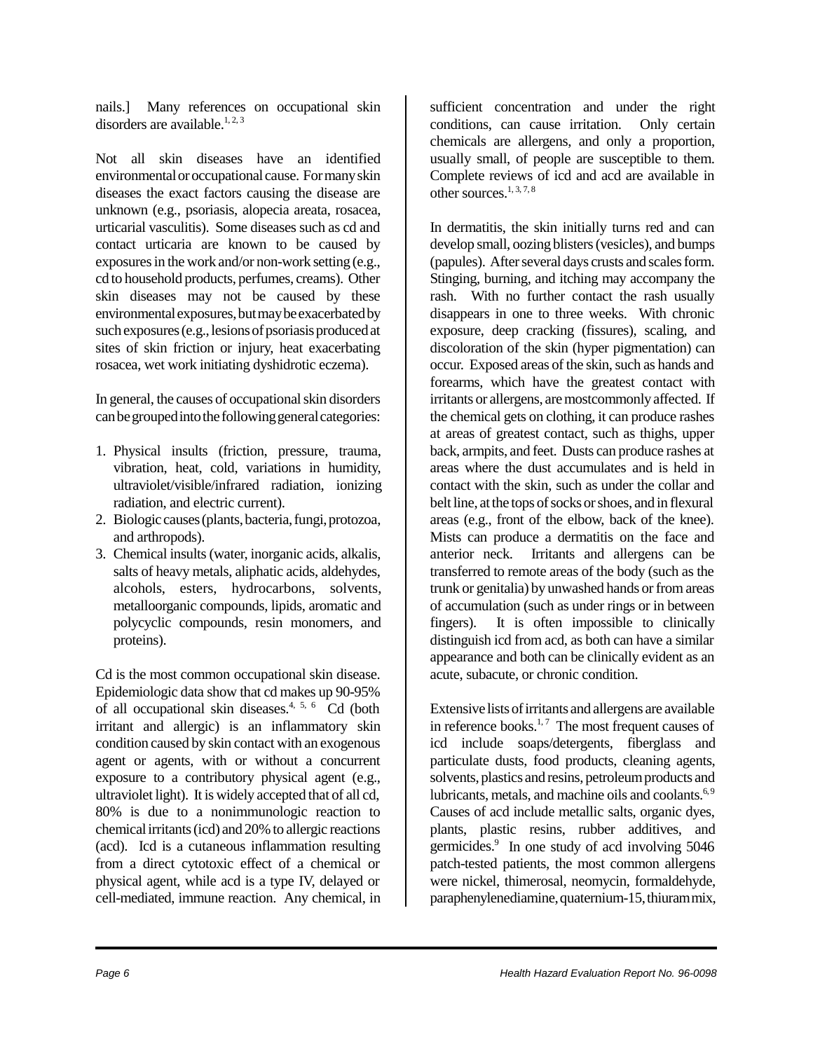nails.] Many references on occupational skin disorders are available.[1, 2, 3]

Not all skin diseases have an identified environmental or occupational cause. For many skin diseases the exact factors causing the disease are unknown (e.g., psoriasis, alopecia areata, rosacea, urticarial vasculitis). Some diseases such as cd and contact urticaria are known to be caused by exposures in the work and/or non-work setting (e.g., cd to household products, perfumes, creams). Other skin diseases may not be caused by these environmental exposures, but may be exacerbated by such exposures (e.g., lesions of psoriasis produced at sites of skin friction or injury, heat exacerbating rosacea, wet work initiating dyshidrotic eczema).

In general, the causes of occupational skin disorders can be grouped into the following general categories:

1. Physical insults (friction, pressure, trauma, vibration, heat, cold, variations in humidity, ultraviolet/visible/infrared radiation, ionizing radiation, and electric current).
2. Biologic causes (plants, bacteria, fungi, protozoa, and arthropods).
3. Chemical insults (water, inorganic acids, alkalis, salts of heavy metals, aliphatic acids, aldehydes, alcohols, esters, hydrocarbons, solvents, metalloorganic compounds, lipids, aromatic and polycyclic compounds, resin monomers, and proteins).

Cd is the most common occupational skin disease. Epidemiologic data show that cd makes up 90-95% of all occupational skin diseases.[4, 5, 6] Cd (both irritant and allergic) is an inflammatory skin condition caused by skin contact with an exogenous agent or agents, with or without a concurrent exposure to a contributory physical agent (e.g., ultraviolet light). It is widely accepted that of all cd, 80% is due to a nonimmunologic reaction to chemical irritants (icd) and 20% to allergic reactions (acd). Icd is a cutaneous inflammation resulting from a direct cytotoxic effect of a chemical or physical agent, while acd is a type IV, delayed or cell-mediated, immune reaction. Any chemical, in sufficient concentration and under the right conditions, can cause irritation. Only certain chemicals are allergens, and only a proportion, usually small, of people are susceptible to them. Complete reviews of icd and acd are available in other sources.[1, 3, 7, 8]

In dermatitis, the skin initially turns red and can develop small, oozing blisters (vesicles), and bumps (papules). After several days crusts and scales form. Stinging, burning, and itching may accompany the rash. With no further contact the rash usually disappears in one to three weeks. With chronic exposure, deep cracking (fissures), scaling, and discoloration of the skin (hyper pigmentation) can occur. Exposed areas of the skin, such as hands and forearms, which have the greatest contact with irritants or allergens, are mostcommonly affected. If the chemical gets on clothing, it can produce rashes at areas of greatest contact, such as thighs, upper back, armpits, and feet. Dusts can produce rashes at areas where the dust accumulates and is held in contact with the skin, such as under the collar and belt line, at the tops of socks or shoes, and in flexural areas (e.g., front of the elbow, back of the knee). Mists can produce a dermatitis on the face and anterior neck. Irritants and allergens can be transferred to remote areas of the body (such as the trunk or genitalia) by unwashed hands or from areas of accumulation (such as under rings or in between fingers). It is often impossible to clinically distinguish icd from acd, as both can have a similar appearance and both can be clinically evident as an acute, subacute, or chronic condition.

Extensive lists of irritants and allergens are available in reference books.[1, 7] The most frequent causes of icd include soaps/detergents, fiberglass and particulate dusts, food products, cleaning agents, solvents, plastics and resins, petroleum products and lubricants, metals, and machine oils and coolants.[6, 9] Causes of acd include metallic salts, organic dyes, plants, plastic resins, rubber additives, and germicides.[9] In one study of acd involving 5046 patch-tested patients, the most common allergens were nickel, thimerosal, neomycin, formaldehyde, paraphenylenediamine, quaternium-15, thiuram mix,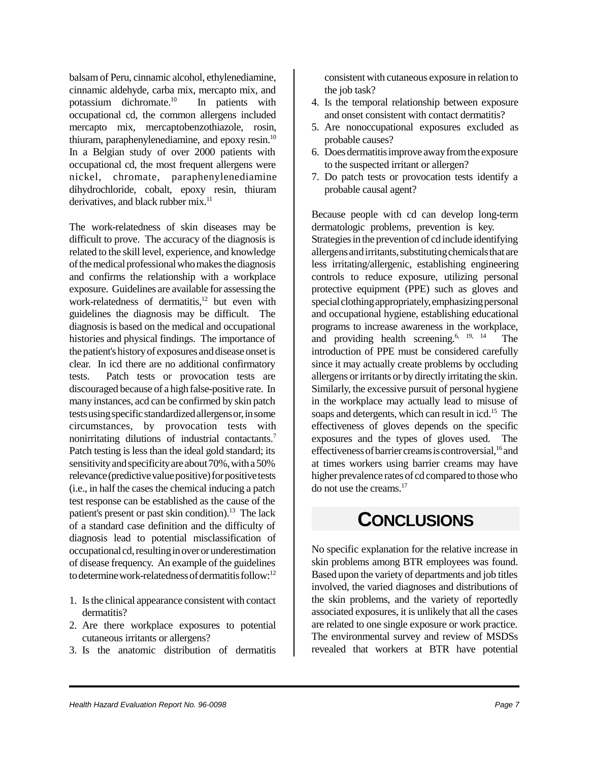balsam of Peru, cinnamic alcohol, ethylenediamine, cinnamic aldehyde, carba mix, mercapto mix, and potassium dichromate.[10] In patients with occupational cd, the common allergens included mercapto mix, mercaptobenzothiazole, rosin, thiuram, paraphenylenediamine, and epoxy resin.[10] In a Belgian study of over 2000 patients with occupational cd, the most frequent allergens were nickel, chromate, paraphenylenediamine dihydrochloride, cobalt, epoxy resin, thiuram derivatives, and black rubber mix.[11]

The work-relatedness of skin diseases may be difficult to prove. The accuracy of the diagnosis is related to the skill level, experience, and knowledge of the medical professional who makes the diagnosis and confirms the relationship with a workplace exposure. Guidelines are available for assessing the work-relatedness of dermatitis,[12] but even with guidelines the diagnosis may be difficult. The diagnosis is based on the medical and occupational histories and physical findings. The importance of the patient's history of exposures and disease onset is clear. In icd there are no additional confirmatory tests. Patch tests or provocation tests are discouraged because of a high false-positive rate. In many instances, acd can be confirmed by skin patch tests using specific standardized allergens or, in some circumstances, by provocation tests with nonirritating dilutions of industrial contactants.[7] Patch testing is less than the ideal gold standard; its sensitivity and specificity are about 70%, with a 50% relevance (predictive value positive) for positive tests (i.e., in half the cases the chemical inducing a patch test response can be established as the cause of the patient's present or past skin condition).[13] The lack of a standard case definition and the difficulty of diagnosis lead to potential misclassification of occupational cd, resulting in over or underestimation of disease frequency. An example of the guidelines to determine work-relatedness of dermatitis follow:[12]

1. Is the clinical appearance consistent with contact dermatitis?
2. Are there workplace exposures to potential cutaneous irritants or allergens?
3. Is the anatomic distribution of dermatitis consistent with cutaneous exposure in relation to the job task?
4. Is the temporal relationship between exposure and onset consistent with contact dermatitis?
5. Are nonoccupational exposures excluded as probable causes?
6. Does dermatitis improve away from the exposure to the suspected irritant or allergen?
7. Do patch tests or provocation tests identify a probable causal agent?

Because people with cd can develop long-term dermatologic problems, prevention is key. Strategies in the prevention of cd include identifying allergens and irritants, substituting chemicals that are less irritating/allergenic, establishing engineering controls to reduce exposure, utilizing personal protective equipment (PPE) such as gloves and special clothing appropriately, emphasizing personal and occupational hygiene, establishing educational programs to increase awareness in the workplace, and providing health screening.[6, 19, 14] The introduction of PPE must be considered carefully since it may actually create problems by occluding allergens or irritants or by directly irritating the skin. Similarly, the excessive pursuit of personal hygiene in the workplace may actually lead to misuse of soaps and detergents, which can result in icd.[15] The effectiveness of gloves depends on the specific exposures and the types of gloves used. The effectiveness of barrier creams is controversial,[16] and at times workers using barrier creams may have higher prevalence rates of cd compared to those who do not use the creams.[17]

# CONCLUSIONS

No specific explanation for the relative increase in skin problems among BTR employees was found. Based upon the variety of departments and job titles involved, the varied diagnoses and distributions of the skin problems, and the variety of reportedly associated exposures, it is unlikely that all the cases are related to one single exposure or work practice. The environmental survey and review of MSDSs revealed that workers at BTR have potential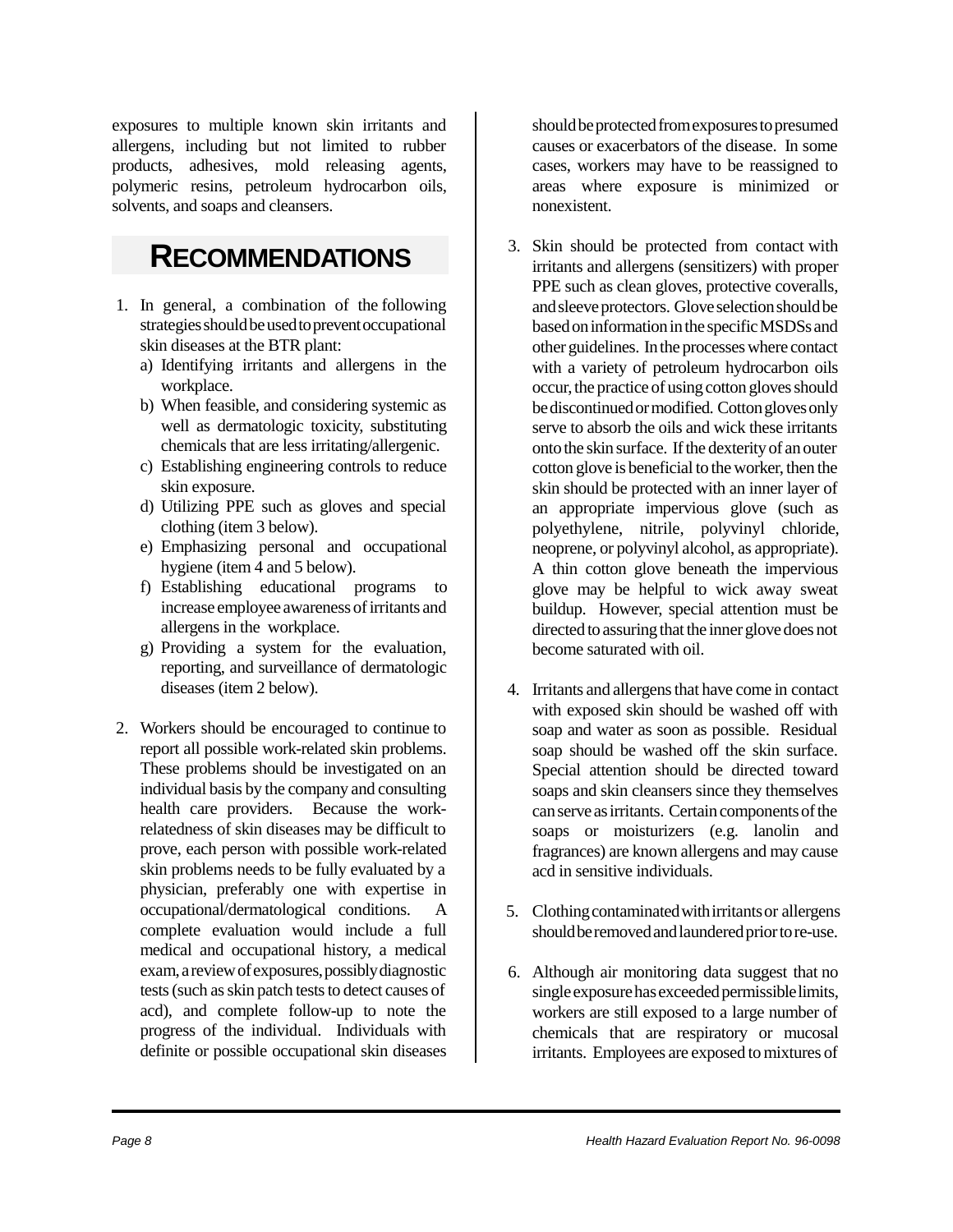exposures to multiple known skin irritants and allergens, including but not limited to rubber products, adhesives, mold releasing agents, polymeric resins, petroleum hydrocarbon oils, solvents, and soaps and cleansers.

## RECOMMENDATIONS

1. In general, a combination of the following strategies should be used to prevent occupational skin diseases at the BTR plant:
   a) Identifying irritants and allergens in the workplace.
   b) When feasible, and considering systemic as well as dermatologic toxicity, substituting chemicals that are less irritating/allergenic.
   c) Establishing engineering controls to reduce skin exposure.
   d) Utilizing PPE such as gloves and special clothing (item 3 below).
   e) Emphasizing personal and occupational hygiene (item 4 and 5 below).
   f) Establishing educational programs to increase employee awareness of irritants and allergens in the workplace.
   g) Providing a system for the evaluation, reporting, and surveillance of dermatologic diseases (item 2 below).

2. Workers should be encouraged to continue to report all possible work-related skin problems. These problems should be investigated on an individual basis by the company and consulting health care providers. Because the work-relatedness of skin diseases may be difficult to prove, each person with possible work-related skin problems needs to be fully evaluated by a physician, preferably one with expertise in occupational/dermatological conditions. A complete evaluation would include a full medical and occupational history, a medical exam, a review of exposures, possibly diagnostic tests (such as skin patch tests to detect causes of acd), and complete follow-up to note the progress of the individual. Individuals with definite or possible occupational skin diseases should be protected from exposures to presumed causes or exacerbators of the disease. In some cases, workers may have to be reassigned to areas where exposure is minimized or nonexistent.

3. Skin should be protected from contact with irritants and allergens (sensitizers) with proper PPE such as clean gloves, protective coveralls, and sleeve protectors. Glove selection should be based on information in the specific MSDSs and other guidelines. In the processes where contact with a variety of petroleum hydrocarbon oils occur, the practice of using cotton gloves should be discontinued or modified. Cotton gloves only serve to absorb the oils and wick these irritants onto the skin surface. If the dexterity of an outer cotton glove is beneficial to the worker, then the skin should be protected with an inner layer of an appropriate impervious glove (such as polyethylene, nitrile, polyvinyl chloride, neoprene, or polyvinyl alcohol, as appropriate). A thin cotton glove beneath the impervious glove may be helpful to wick away sweat buildup. However, special attention must be directed to assuring that the inner glove does not become saturated with oil.

4. Irritants and allergens that have come in contact with exposed skin should be washed off with soap and water as soon as possible. Residual soap should be washed off the skin surface. Special attention should be directed toward soaps and skin cleansers since they themselves can serve as irritants. Certain components of the soaps or moisturizers (e.g. lanolin and fragrances) are known allergens and may cause acd in sensitive individuals.

5. Clothing contaminated with irritants or allergens should be removed and laundered prior to re-use.

6. Although air monitoring data suggest that no single exposure has exceeded permissible limits, workers are still exposed to a large number of chemicals that are respiratory or mucosal irritants. Employees are exposed to mixtures of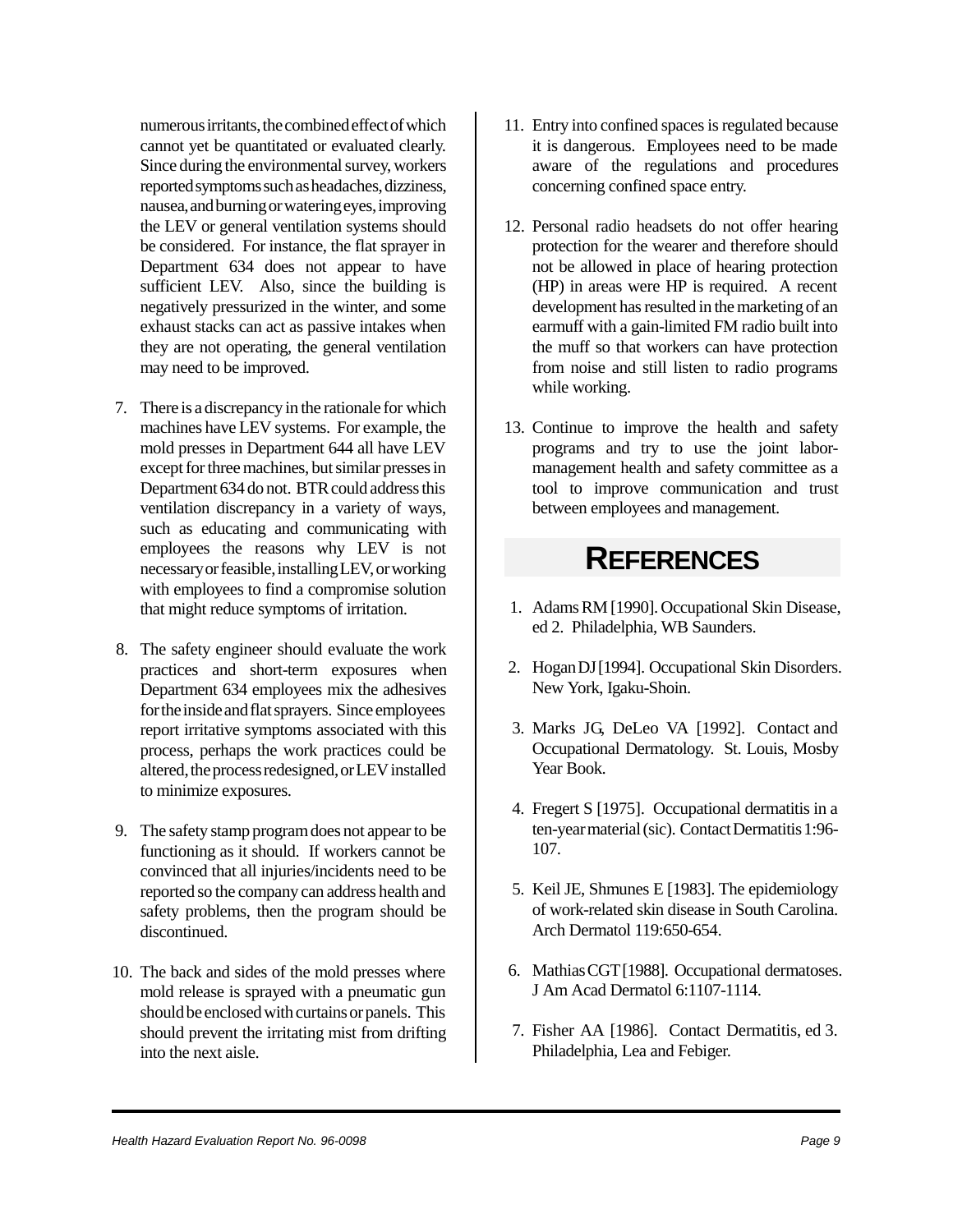numerous irritants, the combined effect of which cannot yet be quantitated or evaluated clearly. Since during the environmental survey, workers reported symptoms such as headaches, dizziness, nausea, and burning or watering eyes, improving the LEV or general ventilation systems should be considered. For instance, the flat sprayer in Department 634 does not appear to have sufficient LEV. Also, since the building is negatively pressurized in the winter, and some exhaust stacks can act as passive intakes when they are not operating, the general ventilation may need to be improved.

7. There is a discrepancy in the rationale for which machines have LEV systems. For example, the mold presses in Department 644 all have LEV except for three machines, but similar presses in Department 634 do not. BTR could address this ventilation discrepancy in a variety of ways, such as educating and communicating with employees the reasons why LEV is not necessary or feasible, installing LEV, or working with employees to find a compromise solution that might reduce symptoms of irritation.

8. The safety engineer should evaluate the work practices and short-term exposures when Department 634 employees mix the adhesives for the inside and flat sprayers. Since employees report irritative symptoms associated with this process, perhaps the work practices could be altered, the process redesigned, or LEV installed to minimize exposures.

9. The safety stamp program does not appear to be functioning as it should. If workers cannot be convinced that all injuries/incidents need to be reported so the company can address health and safety problems, then the program should be discontinued.

10. The back and sides of the mold presses where mold release is sprayed with a pneumatic gun should be enclosed with curtains or panels. This should prevent the irritating mist from drifting into the next aisle.

11. Entry into confined spaces is regulated because it is dangerous. Employees need to be made aware of the regulations and procedures concerning confined space entry.

12. Personal radio headsets do not offer hearing protection for the wearer and therefore should not be allowed in place of hearing protection (HP) in areas were HP is required. A recent development has resulted in the marketing of an earmuff with a gain-limited FM radio built into the muff so that workers can have protection from noise and still listen to radio programs while working.

13. Continue to improve the health and safety programs and try to use the joint labor-management health and safety committee as a tool to improve communication and trust between employees and management.

# REFERENCES

1. Adams RM [1990]. Occupational Skin Disease, ed 2. Philadelphia, WB Saunders.

2. Hogan DJ [1994]. Occupational Skin Disorders. New York, Igaku-Shoin.

3. Marks JG, DeLeo VA [1992]. Contact and Occupational Dermatology. St. Louis, Mosby Year Book.

4. Fregert S [1975]. Occupational dermatitis in a ten-year material (sic). Contact Dermatitis 1:96-107.

5. Keil JE, Shmunes E [1983]. The epidemiology of work-related skin disease in South Carolina. Arch Dermatol 119:650-654.

6. Mathias CGT [1988]. Occupational dermatoses. J Am Acad Dermatol 6:1107-1114.

7. Fisher AA [1986]. Contact Dermatitis, ed 3. Philadelphia, Lea and Febiger.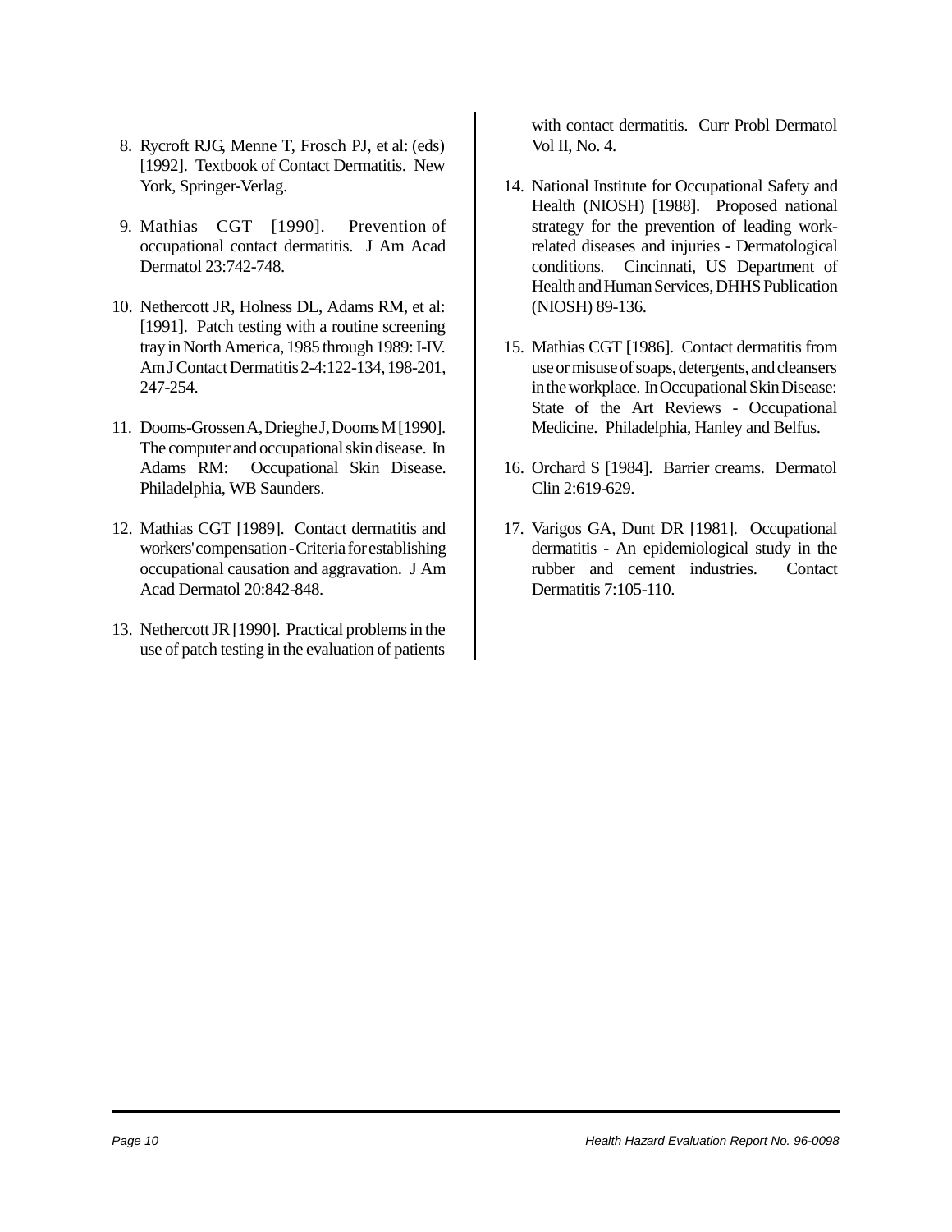8. Rycroft RJG, Menne T, Frosch PJ, et al: (eds) [1992]. Textbook of Contact Dermatitis. New York, Springer-Verlag.

9. Mathias CGT [1990]. Prevention of occupational contact dermatitis. J Am Acad Dermatol 23:742-748.

10. Nethercott JR, Holness DL, Adams RM, et al: [1991]. Patch testing with a routine screening tray in North America, 1985 through 1989: I-IV. Am J Contact Dermatitis 2-4:122-134, 198-201, 247-254.

11. Dooms-Grossen A, Drieghe J, Dooms M [1990]. The computer and occupational skin disease. In Adams RM: Occupational Skin Disease. Philadelphia, WB Saunders.

12. Mathias CGT [1989]. Contact dermatitis and workers' compensation - Criteria for establishing occupational causation and aggravation. J Am Acad Dermatol 20:842-848.

13. Nethercott JR [1990]. Practical problems in the use of patch testing in the evaluation of patients with contact dermatitis. Curr Probl Dermatol Vol II, No. 4.

14. National Institute for Occupational Safety and Health (NIOSH) [1988]. Proposed national strategy for the prevention of leading work-related diseases and injuries - Dermatological conditions. Cincinnati, US Department of Health and Human Services, DHHS Publication (NIOSH) 89-136.

15. Mathias CGT [1986]. Contact dermatitis from use or misuse of soaps, detergents, and cleansers in the workplace. In Occupational Skin Disease: State of the Art Reviews - Occupational Medicine. Philadelphia, Hanley and Belfus.

16. Orchard S [1984]. Barrier creams. Dermatol Clin 2:619-629.

17. Varigos GA, Dunt DR [1981]. Occupational dermatitis - An epidemiological study in the rubber and cement industries. Contact Dermatitis 7:105-110.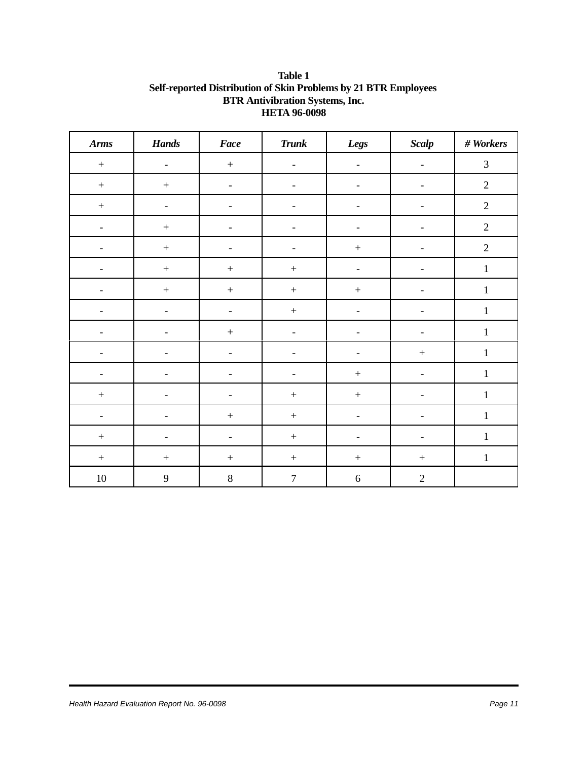**Table 1**
**Self-reported Distribution of Skin Problems by 21 BTR Employees**
**BTR Antivibration Systems, Inc.**
**HETA 96-0098**

| *Arms* | *Hands* | *Face* | *Trunk* | *Legs* | *Scalp* | *# Workers* |
|---|---|---|---|---|---|---|
| + | - | + | - | - | - | 3 |
| + | + | - | - | - | - | 2 |
| + | - | - | - | - | - | 2 |
| - | + | - | - | - | - | 2 |
| - | + | - | - | + | - | 2 |
| - | + | + | + | - | - | 1 |
| - | + | + | + | + | - | 1 |
| - | - | - | + | - | - | 1 |
| - | - | + | - | - | - | 1 |
| - | - | - | - | - | + | 1 |
| - | - | - | - | + | - | 1 |
| + | - | - | + | + | - | 1 |
| - | - | + | + | - | - | 1 |
| + | - | - | + | - | - | 1 |
| + | + | + | + | + | + | 1 |
| 10 | 9 | 8 | 7 | 6 | 2 | |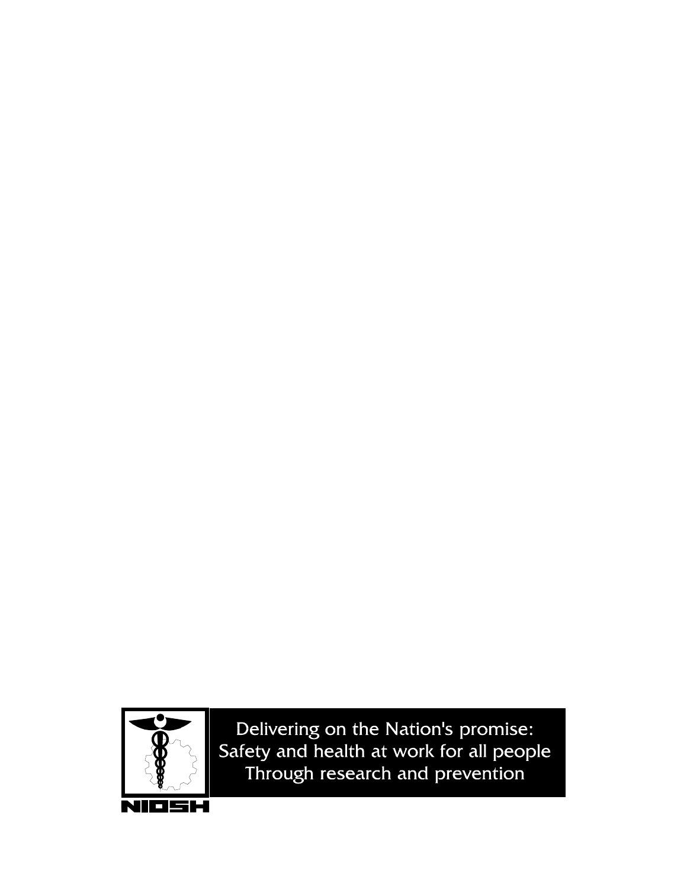Delivering on the Nation's promise:
Safety and health at work for all people
Through research and prevention

NIOSH